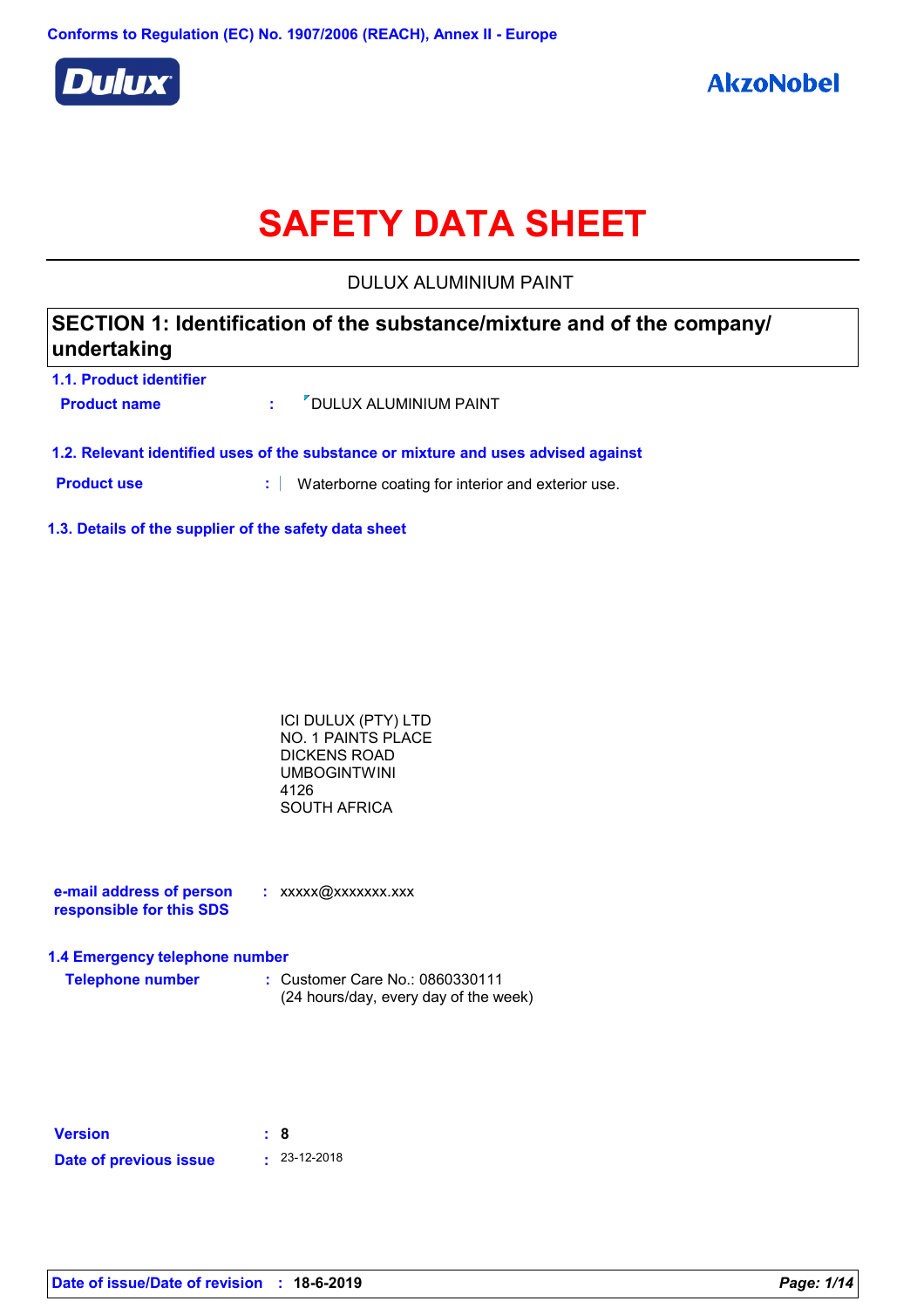Conforms to Regulation (EC) No. 1907/2006 (REACH), Annex II - Europe

Dulux

AkzoNobel

# SAFETY DATA SHEET

DULUX ALUMINIUM PAINT

## SECTION 1: Identification of the substance/mixture and of the company/ undertaking

### 1.1. Product identifier

**Product name** : DULUX ALUMINIUM PAINT

### 1.2. Relevant identified uses of the substance or mixture and uses advised against

**Product use** : Waterborne coating for interior and exterior use.

### 1.3. Details of the supplier of the safety data sheet

ICI DULUX (PTY) LTD
NO. 1 PAINTS PLACE
DICKENS ROAD
UMBOGINTWINI
4126
SOUTH AFRICA

**e-mail address of person responsible for this SDS** : xxxxx@xxxxxxx.xxx

### 1.4 Emergency telephone number

**Telephone number** : Customer Care No.: 0860330111
(24 hours/day, every day of the week)

**Version** : **8**

**Date of previous issue** : 23-12-2018

**Date of issue/Date of revision** : **18-6-2019**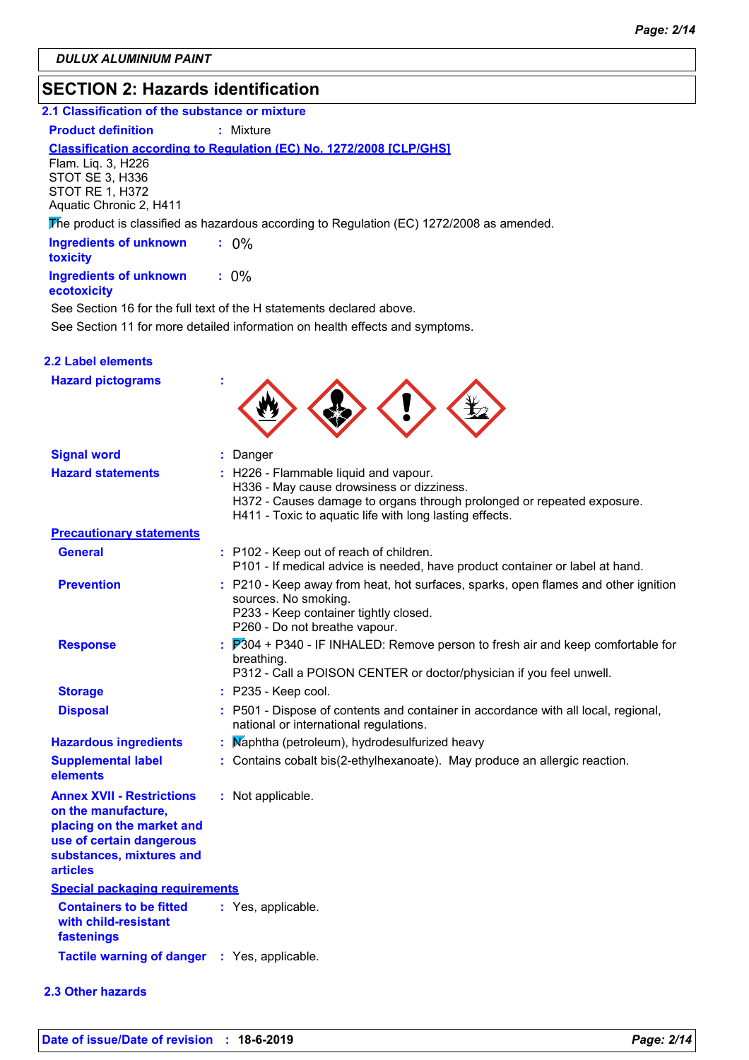**DULUX ALUMINIUM PAINT**

## SECTION 2: Hazards identification

### 2.1 Classification of the substance or mixture

**Product definition** : Mixture

**Classification according to Regulation (EC) No. 1272/2008 [CLP/GHS]**

Flam. Liq. 3, H226
STOT SE 3, H336
STOT RE 1, H372
Aquatic Chronic 2, H411

The product is classified as hazardous according to Regulation (EC) 1272/2008 as amended.

**Ingredients of unknown toxicity** : 0%

**Ingredients of unknown ecotoxicity** : 0%

See Section 16 for the full text of the H statements declared above.

See Section 11 for more detailed information on health effects and symptoms.

### 2.2 Label elements

**Hazard pictograms** :

**Signal word** : Danger

**Hazard statements** :
H226 - Flammable liquid and vapour.
H336 - May cause drowsiness or dizziness.
H372 - Causes damage to organs through prolonged or repeated exposure.
H411 - Toxic to aquatic life with long lasting effects.

**Precautionary statements**

**General** :
P102 - Keep out of reach of children.
P101 - If medical advice is needed, have product container or label at hand.

**Prevention** :
P210 - Keep away from heat, hot surfaces, sparks, open flames and other ignition sources. No smoking.
P233 - Keep container tightly closed.
P260 - Do not breathe vapour.

**Response** :
P304 + P340 - IF INHALED: Remove person to fresh air and keep comfortable for breathing.
P312 - Call a POISON CENTER or doctor/physician if you feel unwell.

**Storage** : P235 - Keep cool.

**Disposal** : P501 - Dispose of contents and container in accordance with all local, regional, national or international regulations.

**Hazardous ingredients** : Naphtha (petroleum), hydrodesulfurized heavy

**Supplemental label elements** : Contains cobalt bis(2-ethylhexanoate). May produce an allergic reaction.

**Annex XVII - Restrictions on the manufacture, placing on the market and use of certain dangerous substances, mixtures and articles** : Not applicable.

**Special packaging requirements**

**Containers to be fitted with child-resistant fastenings** : Yes, applicable.

**Tactile warning of danger** : Yes, applicable.

### 2.3 Other hazards

**Date of issue/Date of revision** : 18-6-2019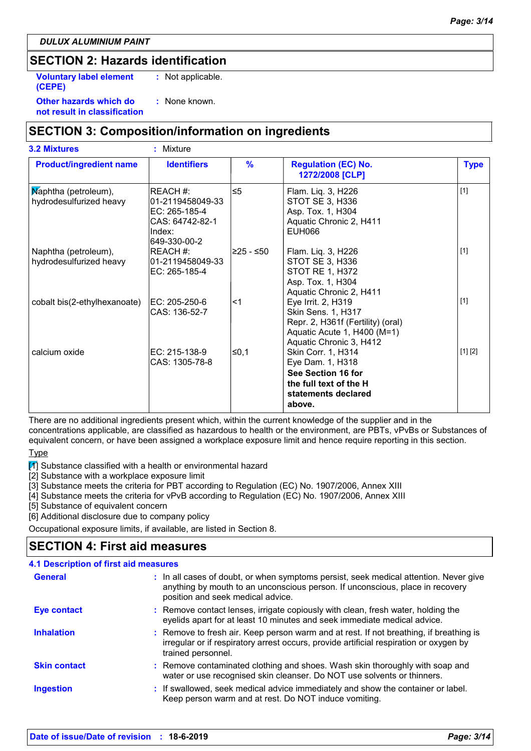**DULUX ALUMINIUM PAINT**

## SECTION 2: Hazards identification

**Voluntary label element (CEPE)** : Not applicable.

**Other hazards which do not result in classification** : None known.

## SECTION 3: Composition/information on ingredients

**3.2 Mixtures** : Mixture

| Product/ingredient name | Identifiers | % | Regulation (EC) No. 1272/2008 [CLP] | Type |
|---|---|---|---|---|
| Naphtha (petroleum), hydrodesulfurized heavy | REACH #: 01-2119458049-33<br>EC: 265-185-4<br>CAS: 64742-82-1<br>Index: 649-330-00-2 | ≤5 | Flam. Liq. 3, H226<br>STOT SE 3, H336<br>Asp. Tox. 1, H304<br>Aquatic Chronic 2, H411<br>EUH066 | [1] |
| Naphtha (petroleum), hydrodesulfurized heavy | REACH #: 01-2119458049-33<br>EC: 265-185-4 | ≥25 - ≤50 | Flam. Liq. 3, H226<br>STOT SE 3, H336<br>STOT RE 1, H372<br>Asp. Tox. 1, H304<br>Aquatic Chronic 2, H411 | [1] |
| cobalt bis(2-ethylhexanoate) | EC: 205-250-6<br>CAS: 136-52-7 | <1 | Eye Irrit. 2, H319<br>Skin Sens. 1, H317<br>Repr. 2, H361f (Fertility) (oral)<br>Aquatic Acute 1, H400 (M=1)<br>Aquatic Chronic 3, H412 | [1] |
| calcium oxide | EC: 215-138-9<br>CAS: 1305-78-8 | ≤0,1 | Skin Corr. 1, H314<br>Eye Dam. 1, H318<br>**See Section 16 for the full text of the H statements declared above.** | [1] [2] |

There are no additional ingredients present which, within the current knowledge of the supplier and in the concentrations applicable, are classified as hazardous to health or the environment, are PBTs, vPvBs or Substances of equivalent concern, or have been assigned a workplace exposure limit and hence require reporting in this section.

Type

[1] Substance classified with a health or environmental hazard
[2] Substance with a workplace exposure limit
[3] Substance meets the criteria for PBT according to Regulation (EC) No. 1907/2006, Annex XIII
[4] Substance meets the criteria for vPvB according to Regulation (EC) No. 1907/2006, Annex XIII
[5] Substance of equivalent concern
[6] Additional disclosure due to company policy

Occupational exposure limits, if available, are listed in Section 8.

## SECTION 4: First aid measures

### 4.1 Description of first aid measures

**General** : In all cases of doubt, or when symptoms persist, seek medical attention. Never give anything by mouth to an unconscious person. If unconscious, place in recovery position and seek medical advice.

**Eye contact** : Remove contact lenses, irrigate copiously with clean, fresh water, holding the eyelids apart for at least 10 minutes and seek immediate medical advice.

**Inhalation** : Remove to fresh air. Keep person warm and at rest. If not breathing, if breathing is irregular or if respiratory arrest occurs, provide artificial respiration or oxygen by trained personnel.

**Skin contact** : Remove contaminated clothing and shoes. Wash skin thoroughly with soap and water or use recognised skin cleanser. Do NOT use solvents or thinners.

**Ingestion** : If swallowed, seek medical advice immediately and show the container or label. Keep person warm and at rest. Do NOT induce vomiting.

**Date of issue/Date of revision** : **18-6-2019**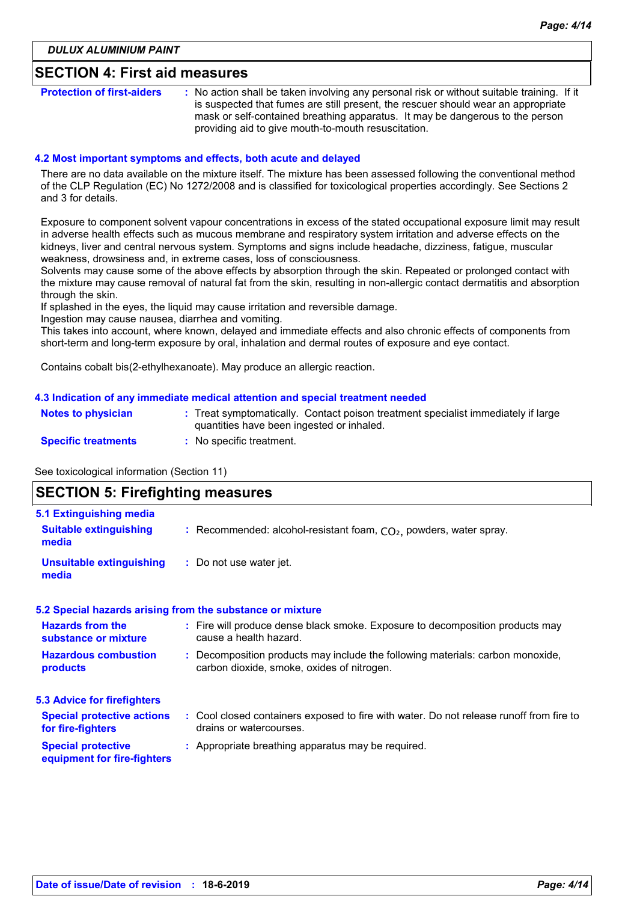## SECTION 4: First aid measures

| | |
|---|---|
| **Protection of first-aiders** | : No action shall be taken involving any personal risk or without suitable training. If it is suspected that fumes are still present, the rescuer should wear an appropriate mask or self-contained breathing apparatus. It may be dangerous to the person providing aid to give mouth-to-mouth resuscitation. |

### 4.2 Most important symptoms and effects, both acute and delayed

There are no data available on the mixture itself. The mixture has been assessed following the conventional method of the CLP Regulation (EC) No 1272/2008 and is classified for toxicological properties accordingly. See Sections 2 and 3 for details.

Exposure to component solvent vapour concentrations in excess of the stated occupational exposure limit may result in adverse health effects such as mucous membrane and respiratory system irritation and adverse effects on the kidneys, liver and central nervous system. Symptoms and signs include headache, dizziness, fatigue, muscular weakness, drowsiness and, in extreme cases, loss of consciousness.
Solvents may cause some of the above effects by absorption through the skin. Repeated or prolonged contact with the mixture may cause removal of natural fat from the skin, resulting in non-allergic contact dermatitis and absorption through the skin.
If splashed in the eyes, the liquid may cause irritation and reversible damage.
Ingestion may cause nausea, diarrhea and vomiting.
This takes into account, where known, delayed and immediate effects and also chronic effects of components from short-term and long-term exposure by oral, inhalation and dermal routes of exposure and eye contact.

Contains cobalt bis(2-ethylhexanoate). May produce an allergic reaction.

### 4.3 Indication of any immediate medical attention and special treatment needed

| | |
|---|---|
| **Notes to physician** | : Treat symptomatically. Contact poison treatment specialist immediately if large quantities have been ingested or inhaled. |
| **Specific treatments** | : No specific treatment. |

See toxicological information (Section 11)

## SECTION 5: Firefighting measures

### 5.1 Extinguishing media

| | |
|---|---|
| **Suitable extinguishing media** | : Recommended: alcohol-resistant foam, $CO_2$, powders, water spray. |
| **Unsuitable extinguishing media** | : Do not use water jet. |

### 5.2 Special hazards arising from the substance or mixture

| | |
|---|---|
| **Hazards from the substance or mixture** | : Fire will produce dense black smoke. Exposure to decomposition products may cause a health hazard. |
| **Hazardous combustion products** | : Decomposition products may include the following materials: carbon monoxide, carbon dioxide, smoke, oxides of nitrogen. |

### 5.3 Advice for firefighters

| | |
|---|---|
| **Special protective actions for fire-fighters** | : Cool closed containers exposed to fire with water. Do not release runoff from fire to drains or watercourses. |
| **Special protective equipment for fire-fighters** | : Appropriate breathing apparatus may be required. |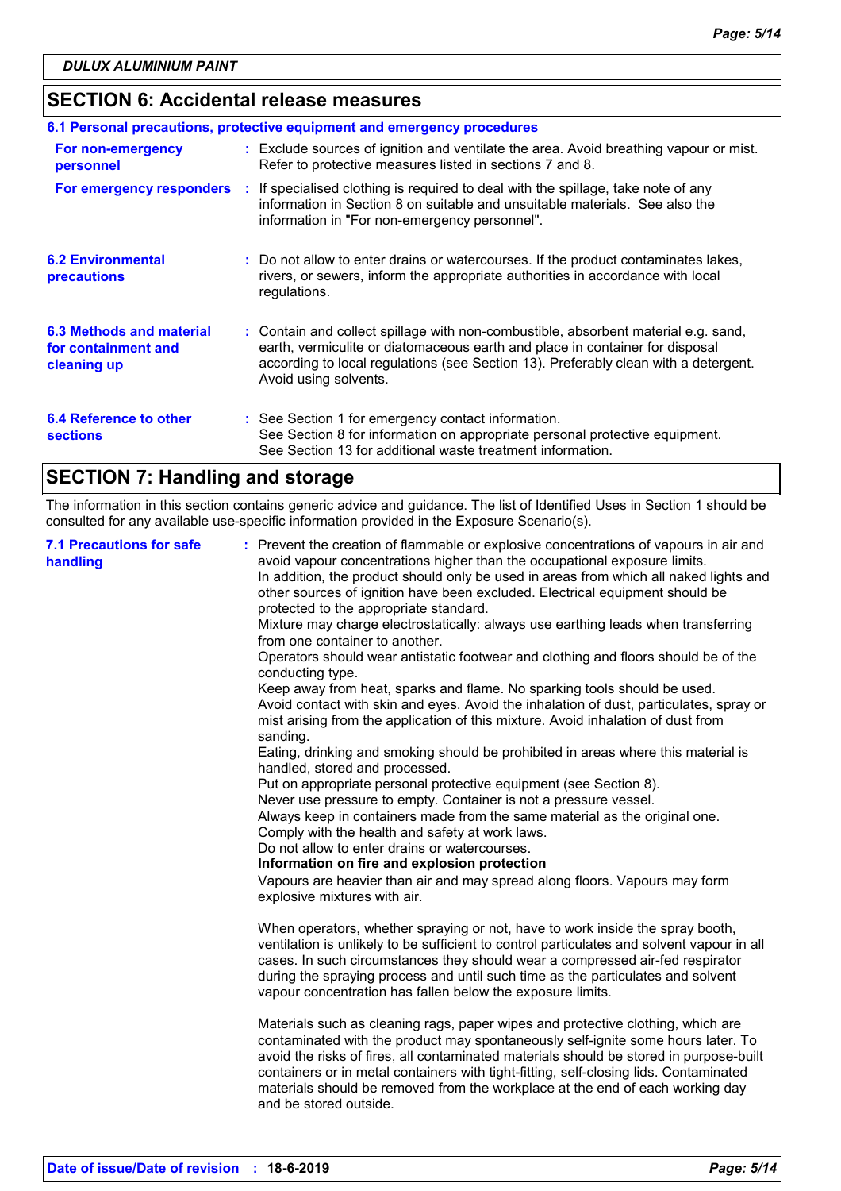## SECTION 6: Accidental release measures

### 6.1 Personal precautions, protective equipment and emergency procedures

**For non-emergency personnel** : Exclude sources of ignition and ventilate the area. Avoid breathing vapour or mist. Refer to protective measures listed in sections 7 and 8.

**For emergency responders** : If specialised clothing is required to deal with the spillage, take note of any information in Section 8 on suitable and unsuitable materials. See also the information in "For non-emergency personnel".

### 6.2 Environmental precautions

: Do not allow to enter drains or watercourses. If the product contaminates lakes, rivers, or sewers, inform the appropriate authorities in accordance with local regulations.

### 6.3 Methods and material for containment and cleaning up

: Contain and collect spillage with non-combustible, absorbent material e.g. sand, earth, vermiculite or diatomaceous earth and place in container for disposal according to local regulations (see Section 13). Preferably clean with a detergent. Avoid using solvents.

### 6.4 Reference to other sections

: See Section 1 for emergency contact information.
See Section 8 for information on appropriate personal protective equipment.
See Section 13 for additional waste treatment information.

## SECTION 7: Handling and storage

The information in this section contains generic advice and guidance. The list of Identified Uses in Section 1 should be consulted for any available use-specific information provided in the Exposure Scenario(s).

### 7.1 Precautions for safe handling

: Prevent the creation of flammable or explosive concentrations of vapours in air and avoid vapour concentrations higher than the occupational exposure limits.
In addition, the product should only be used in areas from which all naked lights and other sources of ignition have been excluded. Electrical equipment should be protected to the appropriate standard.
Mixture may charge electrostatically: always use earthing leads when transferring from one container to another.
Operators should wear antistatic footwear and clothing and floors should be of the conducting type.
Keep away from heat, sparks and flame. No sparking tools should be used.
Avoid contact with skin and eyes. Avoid the inhalation of dust, particulates, spray or mist arising from the application of this mixture. Avoid inhalation of dust from sanding.
Eating, drinking and smoking should be prohibited in areas where this material is handled, stored and processed.
Put on appropriate personal protective equipment (see Section 8).
Never use pressure to empty. Container is not a pressure vessel.
Always keep in containers made from the same material as the original one.
Comply with the health and safety at work laws.
Do not allow to enter drains or watercourses.

**Information on fire and explosion protection**

Vapours are heavier than air and may spread along floors. Vapours may form explosive mixtures with air.

When operators, whether spraying or not, have to work inside the spray booth, ventilation is unlikely to be sufficient to control particulates and solvent vapour in all cases. In such circumstances they should wear a compressed air-fed respirator during the spraying process and until such time as the particulates and solvent vapour concentration has fallen below the exposure limits.

Materials such as cleaning rags, paper wipes and protective clothing, which are contaminated with the product may spontaneously self-ignite some hours later. To avoid the risks of fires, all contaminated materials should be stored in purpose-built containers or in metal containers with tight-fitting, self-closing lids. Contaminated materials should be removed from the workplace at the end of each working day and be stored outside.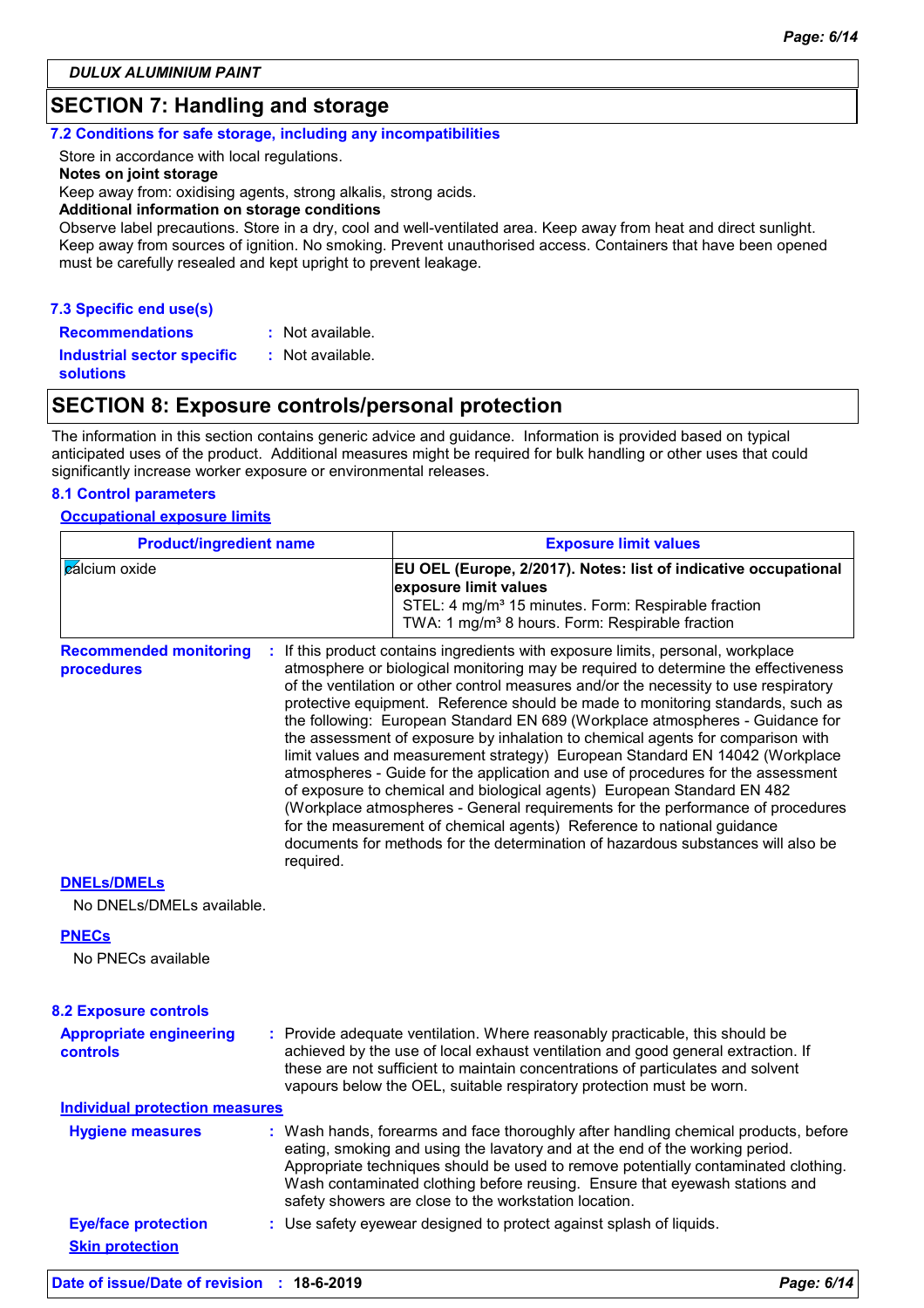DULUX ALUMINIUM PAINT

## SECTION 7: Handling and storage

### 7.2 Conditions for safe storage, including any incompatibilities

Store in accordance with local regulations.

**Notes on joint storage**

Keep away from: oxidising agents, strong alkalis, strong acids.

**Additional information on storage conditions**

Observe label precautions. Store in a dry, cool and well-ventilated area. Keep away from heat and direct sunlight. Keep away from sources of ignition. No smoking. Prevent unauthorised access. Containers that have been opened must be carefully resealed and kept upright to prevent leakage.

### 7.3 Specific end use(s)

**Recommendations** : Not available.

**Industrial sector specific solutions** : Not available.

## SECTION 8: Exposure controls/personal protection

The information in this section contains generic advice and guidance. Information is provided based on typical anticipated uses of the product. Additional measures might be required for bulk handling or other uses that could significantly increase worker exposure or environmental releases.

### 8.1 Control parameters

**Occupational exposure limits**

| Product/ingredient name | Exposure limit values |
|---|---|
| calcium oxide | **EU OEL (Europe, 2/2017). Notes: list of indicative occupational exposure limit values**<br>STEL: 4 mg/m³ 15 minutes. Form: Respirable fraction<br>TWA: 1 mg/m³ 8 hours. Form: Respirable fraction |

**Recommended monitoring procedures** : If this product contains ingredients with exposure limits, personal, workplace atmosphere or biological monitoring may be required to determine the effectiveness of the ventilation or other control measures and/or the necessity to use respiratory protective equipment. Reference should be made to monitoring standards, such as the following: European Standard EN 689 (Workplace atmospheres - Guidance for the assessment of exposure by inhalation to chemical agents for comparison with limit values and measurement strategy) European Standard EN 14042 (Workplace atmospheres - Guide for the application and use of procedures for the assessment of exposure to chemical and biological agents) European Standard EN 482 (Workplace atmospheres - General requirements for the performance of procedures for the measurement of chemical agents) Reference to national guidance documents for methods for the determination of hazardous substances will also be required.

**DNELs/DMELs**

No DNELs/DMELs available.

**PNECs**

No PNECs available

### 8.2 Exposure controls

**Appropriate engineering controls** : Provide adequate ventilation. Where reasonably practicable, this should be achieved by the use of local exhaust ventilation and good general extraction. If these are not sufficient to maintain concentrations of particulates and solvent vapours below the OEL, suitable respiratory protection must be worn.

**Individual protection measures**

**Hygiene measures** : Wash hands, forearms and face thoroughly after handling chemical products, before eating, smoking and using the lavatory and at the end of the working period. Appropriate techniques should be used to remove potentially contaminated clothing. Wash contaminated clothing before reusing. Ensure that eyewash stations and safety showers are close to the workstation location.

**Eye/face protection** : Use safety eyewear designed to protect against splash of liquids.

**Skin protection**

Date of issue/Date of revision : 18-6-2019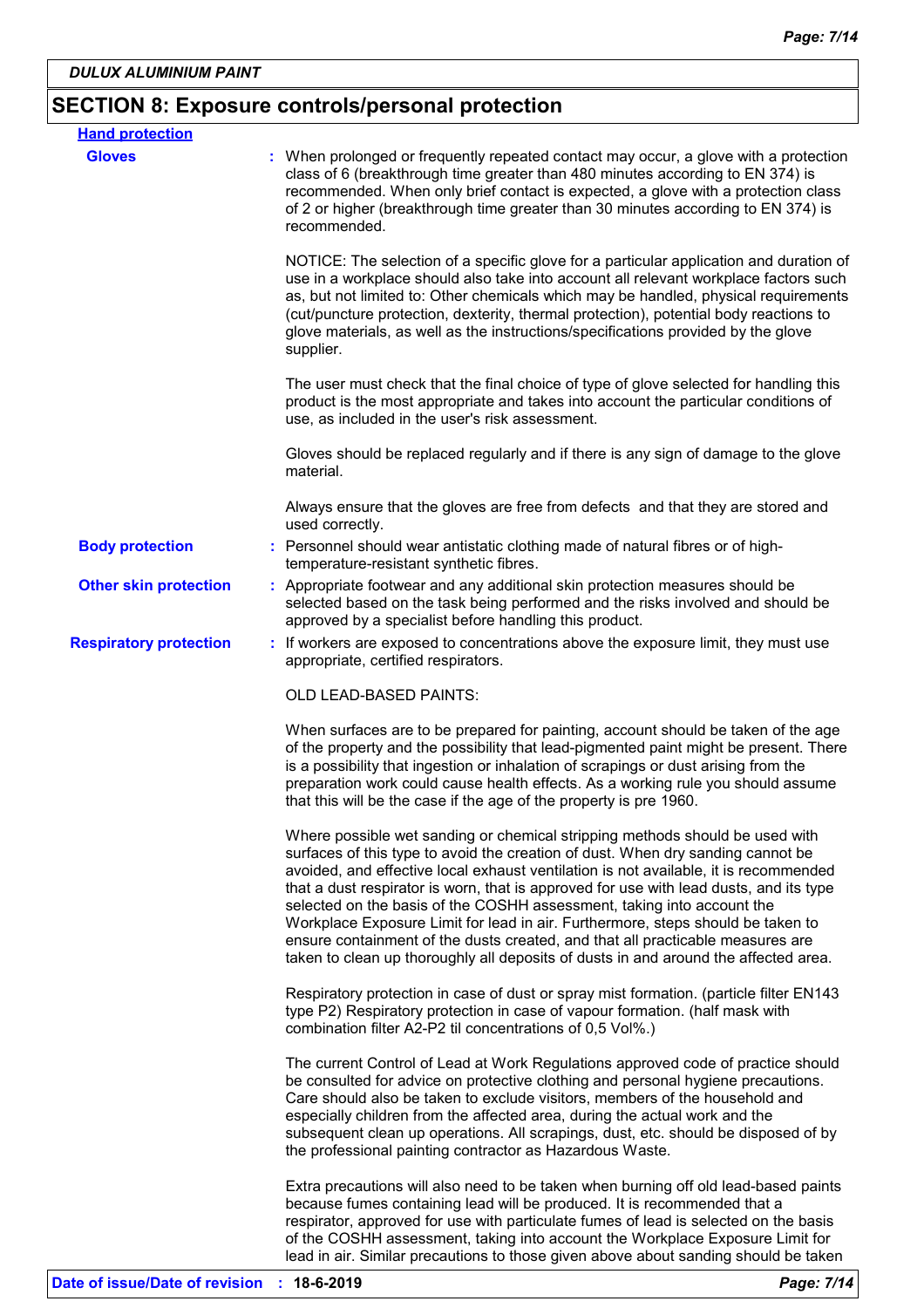## SECTION 8: Exposure controls/personal protection

**Hand protection**

**Gloves** : When prolonged or frequently repeated contact may occur, a glove with a protection class of 6 (breakthrough time greater than 480 minutes according to EN 374) is recommended. When only brief contact is expected, a glove with a protection class of 2 or higher (breakthrough time greater than 30 minutes according to EN 374) is recommended.

NOTICE: The selection of a specific glove for a particular application and duration of use in a workplace should also take into account all relevant workplace factors such as, but not limited to: Other chemicals which may be handled, physical requirements (cut/puncture protection, dexterity, thermal protection), potential body reactions to glove materials, as well as the instructions/specifications provided by the glove supplier.

The user must check that the final choice of type of glove selected for handling this product is the most appropriate and takes into account the particular conditions of use, as included in the user's risk assessment.

Gloves should be replaced regularly and if there is any sign of damage to the glove material.

Always ensure that the gloves are free from defects and that they are stored and used correctly.

**Body protection** : Personnel should wear antistatic clothing made of natural fibres or of high-temperature-resistant synthetic fibres.

**Other skin protection** : Appropriate footwear and any additional skin protection measures should be selected based on the task being performed and the risks involved and should be approved by a specialist before handling this product.

**Respiratory protection** : If workers are exposed to concentrations above the exposure limit, they must use appropriate, certified respirators.

OLD LEAD-BASED PAINTS:

When surfaces are to be prepared for painting, account should be taken of the age of the property and the possibility that lead-pigmented paint might be present. There is a possibility that ingestion or inhalation of scrapings or dust arising from the preparation work could cause health effects. As a working rule you should assume that this will be the case if the age of the property is pre 1960.

Where possible wet sanding or chemical stripping methods should be used with surfaces of this type to avoid the creation of dust. When dry sanding cannot be avoided, and effective local exhaust ventilation is not available, it is recommended that a dust respirator is worn, that is approved for use with lead dusts, and its type selected on the basis of the COSHH assessment, taking into account the Workplace Exposure Limit for lead in air. Furthermore, steps should be taken to ensure containment of the dusts created, and that all practicable measures are taken to clean up thoroughly all deposits of dusts in and around the affected area.

Respiratory protection in case of dust or spray mist formation. (particle filter EN143 type P2) Respiratory protection in case of vapour formation. (half mask with combination filter A2-P2 til concentrations of 0,5 Vol%.)

The current Control of Lead at Work Regulations approved code of practice should be consulted for advice on protective clothing and personal hygiene precautions. Care should also be taken to exclude visitors, members of the household and especially children from the affected area, during the actual work and the subsequent clean up operations. All scrapings, dust, etc. should be disposed of by the professional painting contractor as Hazardous Waste.

Extra precautions will also need to be taken when burning off old lead-based paints because fumes containing lead will be produced. It is recommended that a respirator, approved for use with particulate fumes of lead is selected on the basis of the COSHH assessment, taking into account the Workplace Exposure Limit for lead in air. Similar precautions to those given above about sanding should be taken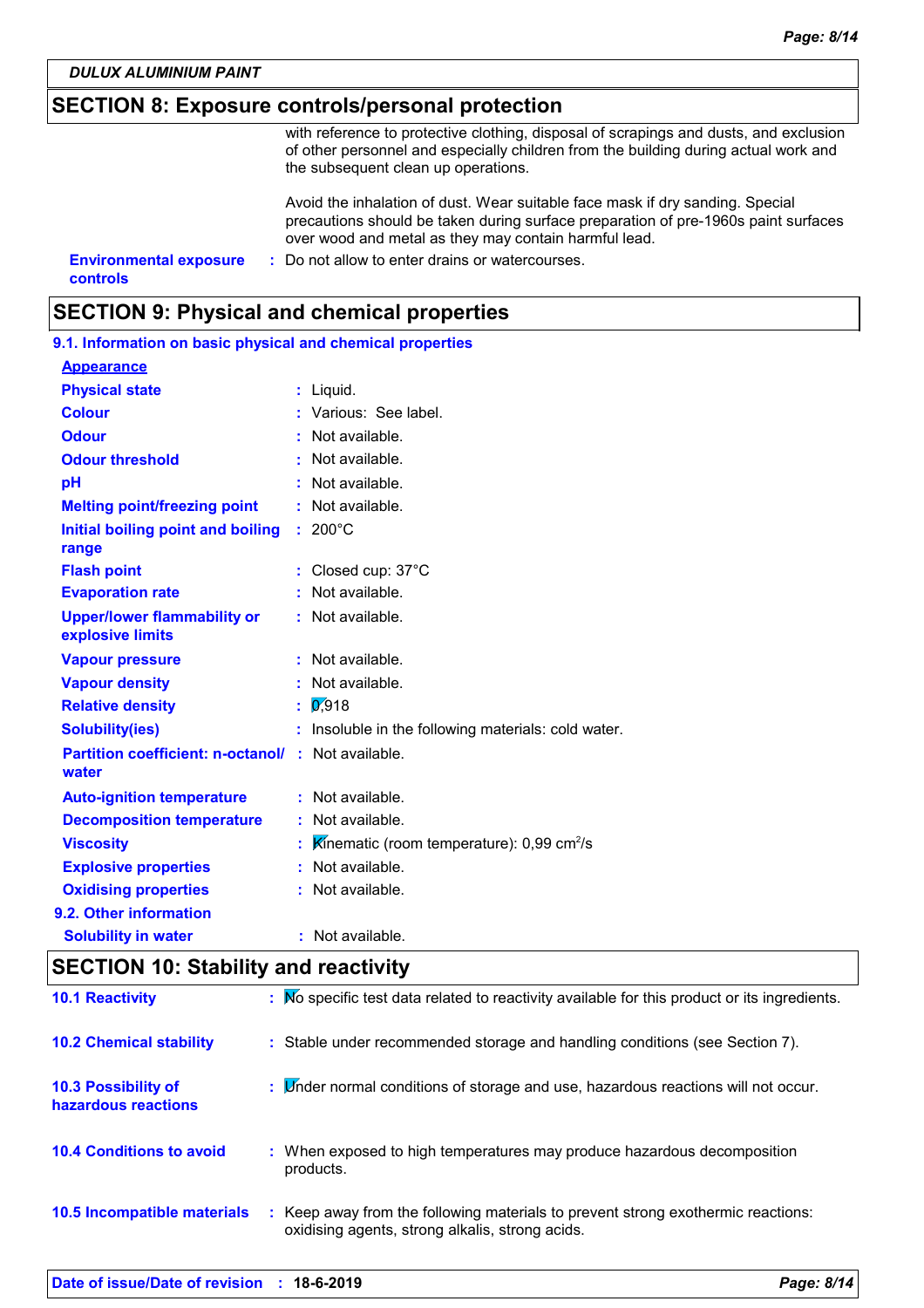DULUX ALUMINIUM PAINT

## SECTION 8: Exposure controls/personal protection

with reference to protective clothing, disposal of scrapings and dusts, and exclusion of other personnel and especially children from the building during actual work and the subsequent clean up operations.

Avoid the inhalation of dust. Wear suitable face mask if dry sanding. Special precautions should be taken during surface preparation of pre-1960s paint surfaces over wood and metal as they may contain harmful lead.

**Environmental exposure controls** : Do not allow to enter drains or watercourses.

## SECTION 9: Physical and chemical properties

### 9.1. Information on basic physical and chemical properties

**Appearance**

| Property | Value |
|---|---|
| Physical state | Liquid. |
| Colour | Various: See label. |
| Odour | Not available. |
| Odour threshold | Not available. |
| pH | Not available. |
| Melting point/freezing point | Not available. |
| Initial boiling point and boiling range | 200°C |
| Flash point | Closed cup: 37°C |
| Evaporation rate | Not available. |
| Upper/lower flammability or explosive limits | Not available. |
| Vapour pressure | Not available. |
| Vapour density | Not available. |
| Relative density | 0,918 |
| Solubility(ies) | Insoluble in the following materials: cold water. |
| Partition coefficient: n-octanol/ water | Not available. |
| Auto-ignition temperature | Not available. |
| Decomposition temperature | Not available. |
| Viscosity | Kinematic (room temperature): 0,99 $cm^2/s$ |
| Explosive properties | Not available. |
| Oxidising properties | Not available. |

### 9.2. Other information

| Property | Value |
|---|---|
| Solubility in water | Not available. |

## SECTION 10: Stability and reactivity

**10.1 Reactivity** : No specific test data related to reactivity available for this product or its ingredients.

**10.2 Chemical stability** : Stable under recommended storage and handling conditions (see Section 7).

**10.3 Possibility of hazardous reactions** : Under normal conditions of storage and use, hazardous reactions will not occur.

**10.4 Conditions to avoid** : When exposed to high temperatures may produce hazardous decomposition products.

**10.5 Incompatible materials** : Keep away from the following materials to prevent strong exothermic reactions: oxidising agents, strong alkalis, strong acids.

**Date of issue/Date of revision** : **18-6-2019**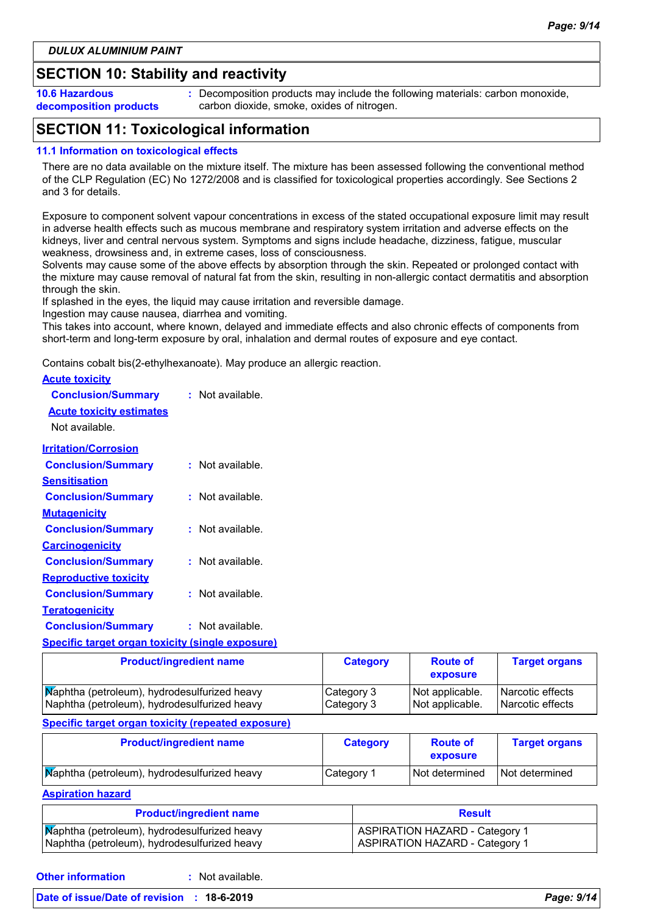DULUX ALUMINIUM PAINT

## SECTION 10: Stability and reactivity

**10.6 Hazardous decomposition products** : Decomposition products may include the following materials: carbon monoxide, carbon dioxide, smoke, oxides of nitrogen.

## SECTION 11: Toxicological information

### 11.1 Information on toxicological effects

There are no data available on the mixture itself. The mixture has been assessed following the conventional method of the CLP Regulation (EC) No 1272/2008 and is classified for toxicological properties accordingly. See Sections 2 and 3 for details.

Exposure to component solvent vapour concentrations in excess of the stated occupational exposure limit may result in adverse health effects such as mucous membrane and respiratory system irritation and adverse effects on the kidneys, liver and central nervous system. Symptoms and signs include headache, dizziness, fatigue, muscular weakness, drowsiness and, in extreme cases, loss of consciousness.
Solvents may cause some of the above effects by absorption through the skin. Repeated or prolonged contact with the mixture may cause removal of natural fat from the skin, resulting in non-allergic contact dermatitis and absorption through the skin.
If splashed in the eyes, the liquid may cause irritation and reversible damage.
Ingestion may cause nausea, diarrhea and vomiting.
This takes into account, where known, delayed and immediate effects and also chronic effects of components from short-term and long-term exposure by oral, inhalation and dermal routes of exposure and eye contact.

Contains cobalt bis(2-ethylhexanoate). May produce an allergic reaction.

**Acute toxicity**

**Conclusion/Summary** : Not available.

**Acute toxicity estimates**

Not available.

**Irritation/Corrosion**

**Conclusion/Summary** : Not available.

**Sensitisation**

**Conclusion/Summary** : Not available.

**Mutagenicity**

**Conclusion/Summary** : Not available.

**Carcinogenicity**

**Conclusion/Summary** : Not available.

**Reproductive toxicity**

**Conclusion/Summary** : Not available.

**Teratogenicity**

**Conclusion/Summary** : Not available.

**Specific target organ toxicity (single exposure)**

| Product/ingredient name | Category | Route of exposure | Target organs |
|---|---|---|---|
| Naphtha (petroleum), hydrodesulfurized heavy | Category 3 | Not applicable. | Narcotic effects |
| Naphtha (petroleum), hydrodesulfurized heavy | Category 3 | Not applicable. | Narcotic effects |

**Specific target organ toxicity (repeated exposure)**

| Product/ingredient name | Category | Route of exposure | Target organs |
|---|---|---|---|
| Naphtha (petroleum), hydrodesulfurized heavy | Category 1 | Not determined | Not determined |

**Aspiration hazard**

| Product/ingredient name | Result |
|---|---|
| Naphtha (petroleum), hydrodesulfurized heavy | ASPIRATION HAZARD - Category 1 |
| Naphtha (petroleum), hydrodesulfurized heavy | ASPIRATION HAZARD - Category 1 |

**Other information** : Not available.

**Date of issue/Date of revision** : **18-6-2019**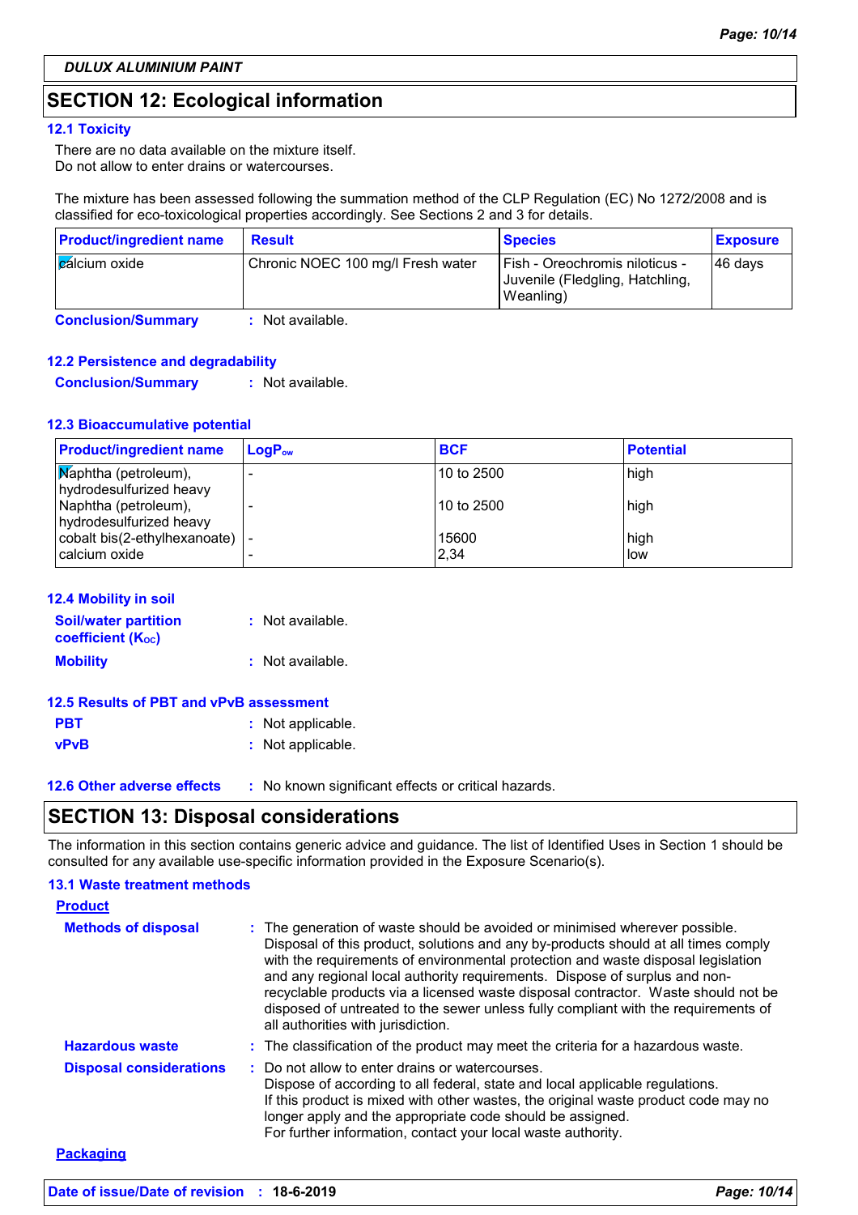**DULUX ALUMINIUM PAINT**

## SECTION 12: Ecological information

### 12.1 Toxicity

There are no data available on the mixture itself.
Do not allow to enter drains or watercourses.

The mixture has been assessed following the summation method of the CLP Regulation (EC) No 1272/2008 and is classified for eco-toxicological properties accordingly. See Sections 2 and 3 for details.

| Product/ingredient name | Result | Species | Exposure |
|---|---|---|---|
| calcium oxide | Chronic NOEC 100 mg/l Fresh water | Fish - Oreochromis niloticus - Juvenile (Fledgling, Hatchling, Weanling) | 46 days |

**Conclusion/Summary** : Not available.

### 12.2 Persistence and degradability

**Conclusion/Summary** : Not available.

### 12.3 Bioaccumulative potential

| Product/ingredient name | $LogP_{ow}$ | BCF | Potential |
|---|---|---|---|
| Naphtha (petroleum), hydrodesulfurized heavy | - | 10 to 2500 | high |
| Naphtha (petroleum), hydrodesulfurized heavy | - | 10 to 2500 | high |
| cobalt bis(2-ethylhexanoate) | - | 15600 | high |
| calcium oxide | - | 2,34 | low |

### 12.4 Mobility in soil

**Soil/water partition coefficient ($K_{OC}$)** : Not available.

**Mobility** : Not available.

### 12.5 Results of PBT and vPvB assessment

**PBT** : Not applicable.

**vPvB** : Not applicable.

### 12.6 Other adverse effects

: No known significant effects or critical hazards.

## SECTION 13: Disposal considerations

The information in this section contains generic advice and guidance. The list of Identified Uses in Section 1 should be consulted for any available use-specific information provided in the Exposure Scenario(s).

### 13.1 Waste treatment methods

**Product**

**Methods of disposal** : The generation of waste should be avoided or minimised wherever possible. Disposal of this product, solutions and any by-products should at all times comply with the requirements of environmental protection and waste disposal legislation and any regional local authority requirements. Dispose of surplus and non-recyclable products via a licensed waste disposal contractor. Waste should not be disposed of untreated to the sewer unless fully compliant with the requirements of all authorities with jurisdiction.

**Hazardous waste** : The classification of the product may meet the criteria for a hazardous waste.

**Disposal considerations** : Do not allow to enter drains or watercourses.
Dispose of according to all federal, state and local applicable regulations.
If this product is mixed with other wastes, the original waste product code may no longer apply and the appropriate code should be assigned.
For further information, contact your local waste authority.

**Packaging**

**Date of issue/Date of revision** : 18-6-2019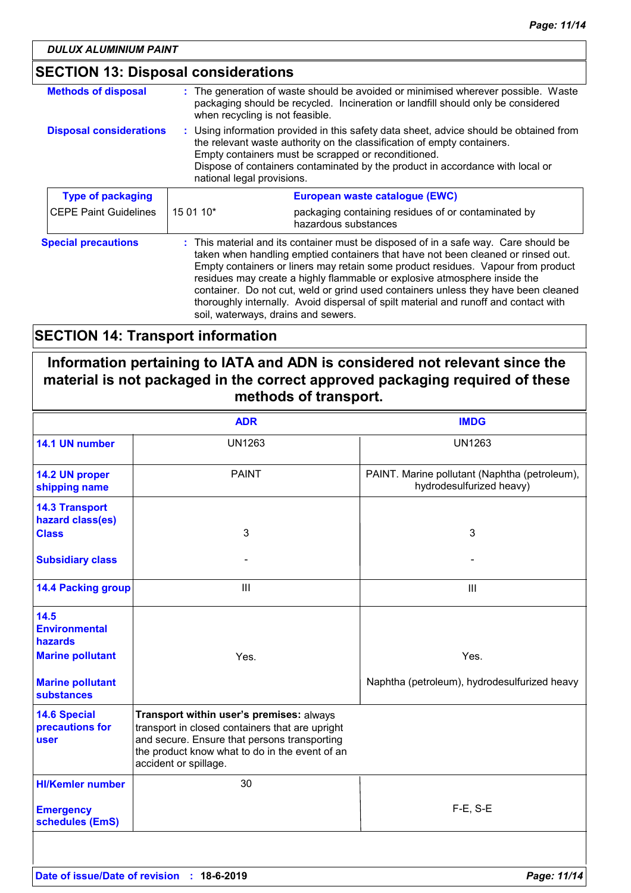## SECTION 13: Disposal considerations

**Methods of disposal** : The generation of waste should be avoided or minimised wherever possible. Waste packaging should be recycled. Incineration or landfill should only be considered when recycling is not feasible.

**Disposal considerations** : Using information provided in this safety data sheet, advice should be obtained from the relevant waste authority on the classification of empty containers.
Empty containers must be scrapped or reconditioned.
Dispose of containers contaminated by the product in accordance with local or national legal provisions.

| Type of packaging | European waste catalogue (EWC) | |
|---|---|---|
| CEPE Paint Guidelines | 15 01 10* | packaging containing residues of or contaminated by hazardous substances |

**Special precautions** : This material and its container must be disposed of in a safe way. Care should be taken when handling emptied containers that have not been cleaned or rinsed out. Empty containers or liners may retain some product residues. Vapour from product residues may create a highly flammable or explosive atmosphere inside the container. Do not cut, weld or grind used containers unless they have been cleaned thoroughly internally. Avoid dispersal of spilt material and runoff and contact with soil, waterways, drains and sewers.

## SECTION 14: Transport information

**Information pertaining to IATA and ADN is considered not relevant since the material is not packaged in the correct approved packaging required of these methods of transport.**

| | ADR | IMDG |
|---|---|---|
| **14.1 UN number** | UN1263 | UN1263 |
| **14.2 UN proper shipping name** | PAINT | PAINT. Marine pollutant (Naphtha (petroleum), hydrodesulfurized heavy) |
| **14.3 Transport hazard class(es)** Class | 3 | 3 |
| Subsidiary class | - | - |
| **14.4 Packing group** | III | III |
| **14.5 Environmental hazards** Marine pollutant | Yes. | Yes. |
| Marine pollutant substances | | Naphtha (petroleum), hydrodesulfurized heavy |
| **14.6 Special precautions for user** | **Transport within user's premises:** always transport in closed containers that are upright and secure. Ensure that persons transporting the product know what to do in the event of an accident or spillage. | |
| HI/Kemler number | 30 | |
| Emergency schedules (EmS) | | F-E, S-E |

**Date of issue/Date of revision** : 18-6-2019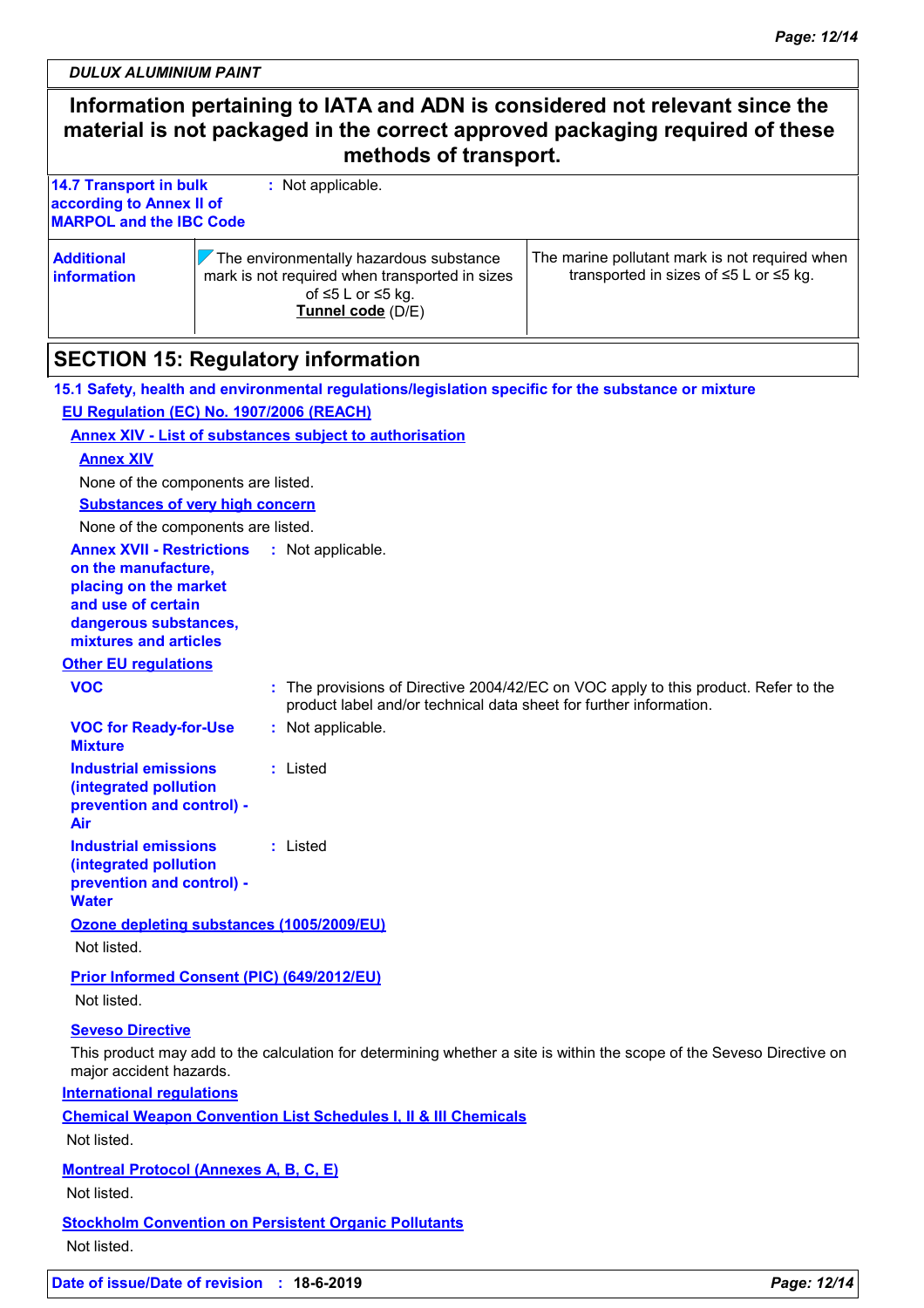DULUX ALUMINIUM PAINT

**Information pertaining to IATA and ADN is considered not relevant since the material is not packaged in the correct approved packaging required of these methods of transport.**

| | | |
|---|---|---|
| **14.7 Transport in bulk according to Annex II of MARPOL and the IBC Code** | : Not applicable. | |
| **Additional information** | The environmentally hazardous substance mark is not required when transported in sizes of ≤5 L or ≤5 kg. **Tunnel code** (D/E) | The marine pollutant mark is not required when transported in sizes of ≤5 L or ≤5 kg. |

## SECTION 15: Regulatory information

### 15.1 Safety, health and environmental regulations/legislation specific for the substance or mixture

**EU Regulation (EC) No. 1907/2006 (REACH)**

**Annex XIV - List of substances subject to authorisation**

**Annex XIV**

None of the components are listed.

**Substances of very high concern**

None of the components are listed.

**Annex XVII - Restrictions on the manufacture, placing on the market and use of certain dangerous substances, mixtures and articles** : Not applicable.

**Other EU regulations**

**VOC** : The provisions of Directive 2004/42/EC on VOC apply to this product. Refer to the product label and/or technical data sheet for further information.

**VOC for Ready-for-Use Mixture** : Not applicable.

**Industrial emissions (integrated pollution prevention and control) - Air** : Listed

**Industrial emissions (integrated pollution prevention and control) - Water** : Listed

**Ozone depleting substances (1005/2009/EU)**

Not listed.

**Prior Informed Consent (PIC) (649/2012/EU)**

Not listed.

**Seveso Directive**

This product may add to the calculation for determining whether a site is within the scope of the Seveso Directive on major accident hazards.

**International regulations**

**Chemical Weapon Convention List Schedules I, II & III Chemicals**

Not listed.

**Montreal Protocol (Annexes A, B, C, E)**

Not listed.

**Stockholm Convention on Persistent Organic Pollutants**

Not listed.

**Date of issue/Date of revision** : **18-6-2019**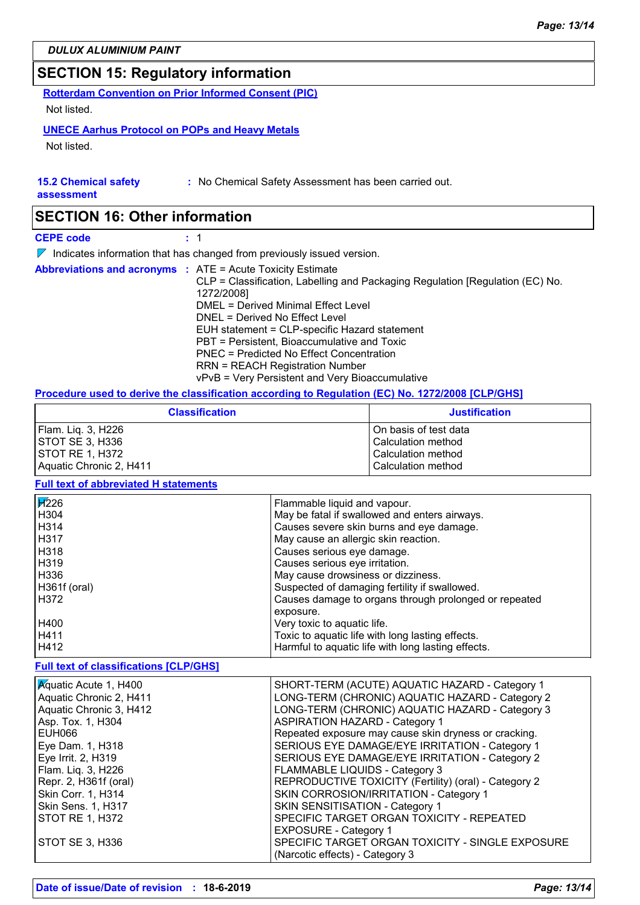*DULUX ALUMINIUM PAINT*

## SECTION 15: Regulatory information

**Rotterdam Convention on Prior Informed Consent (PIC)**

Not listed.

**UNECE Aarhus Protocol on POPs and Heavy Metals**

Not listed.

**15.2 Chemical safety assessment** : No Chemical Safety Assessment has been carried out.

## SECTION 16: Other information

**CEPE code** : 1

Indicates information that has changed from previously issued version.

**Abbreviations and acronyms** :
ATE = Acute Toxicity Estimate
CLP = Classification, Labelling and Packaging Regulation [Regulation (EC) No. 1272/2008]
DMEL = Derived Minimal Effect Level
DNEL = Derived No Effect Level
EUH statement = CLP-specific Hazard statement
PBT = Persistent, Bioaccumulative and Toxic
PNEC = Predicted No Effect Concentration
RRN = REACH Registration Number
vPvB = Very Persistent and Very Bioaccumulative

**Procedure used to derive the classification according to Regulation (EC) No. 1272/2008 [CLP/GHS]**

| Classification | Justification |
|---|---|
| Flam. Liq. 3, H226 | On basis of test data |
| STOT SE 3, H336 | Calculation method |
| STOT RE 1, H372 | Calculation method |
| Aquatic Chronic 2, H411 | Calculation method |

**Full text of abbreviated H statements**

| | |
|---|---|
| H226 | Flammable liquid and vapour. |
| H304 | May be fatal if swallowed and enters airways. |
| H314 | Causes severe skin burns and eye damage. |
| H317 | May cause an allergic skin reaction. |
| H318 | Causes serious eye damage. |
| H319 | Causes serious eye irritation. |
| H336 | May cause drowsiness or dizziness. |
| H361f (oral) | Suspected of damaging fertility if swallowed. |
| H372 | Causes damage to organs through prolonged or repeated exposure. |
| H400 | Very toxic to aquatic life. |
| H411 | Toxic to aquatic life with long lasting effects. |
| H412 | Harmful to aquatic life with long lasting effects. |

**Full text of classifications [CLP/GHS]**

| | |
|---|---|
| Aquatic Acute 1, H400 | SHORT-TERM (ACUTE) AQUATIC HAZARD - Category 1 |
| Aquatic Chronic 2, H411 | LONG-TERM (CHRONIC) AQUATIC HAZARD - Category 2 |
| Aquatic Chronic 3, H412 | LONG-TERM (CHRONIC) AQUATIC HAZARD - Category 3 |
| Asp. Tox. 1, H304 | ASPIRATION HAZARD - Category 1 |
| EUH066 | Repeated exposure may cause skin dryness or cracking. |
| Eye Dam. 1, H318 | SERIOUS EYE DAMAGE/EYE IRRITATION - Category 1 |
| Eye Irrit. 2, H319 | SERIOUS EYE DAMAGE/EYE IRRITATION - Category 2 |
| Flam. Liq. 3, H226 | FLAMMABLE LIQUIDS - Category 3 |
| Repr. 2, H361f (oral) | REPRODUCTIVE TOXICITY (Fertility) (oral) - Category 2 |
| Skin Corr. 1, H314 | SKIN CORROSION/IRRITATION - Category 1 |
| Skin Sens. 1, H317 | SKIN SENSITISATION - Category 1 |
| STOT RE 1, H372 | SPECIFIC TARGET ORGAN TOXICITY - REPEATED EXPOSURE - Category 1 |
| STOT SE 3, H336 | SPECIFIC TARGET ORGAN TOXICITY - SINGLE EXPOSURE (Narcotic effects) - Category 3 |

**Date of issue/Date of revision** : **18-6-2019**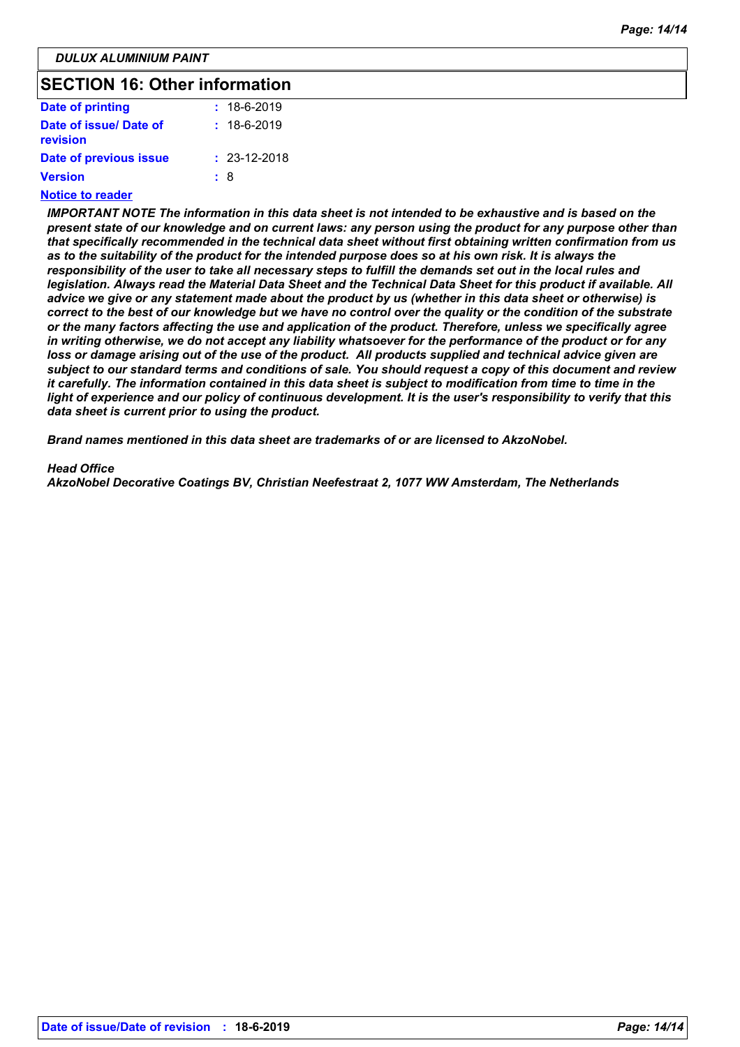## SECTION 16: Other information

| | |
|---|---|
| **Date of printing** | : 18-6-2019 |
| **Date of issue/ Date of revision** | : 18-6-2019 |
| **Date of previous issue** | : 23-12-2018 |
| **Version** | : 8 |

**Notice to reader**

***IMPORTANT NOTE The information in this data sheet is not intended to be exhaustive and is based on the present state of our knowledge and on current laws: any person using the product for any purpose other than that specifically recommended in the technical data sheet without first obtaining written confirmation from us as to the suitability of the product for the intended purpose does so at his own risk. It is always the responsibility of the user to take all necessary steps to fulfill the demands set out in the local rules and legislation. Always read the Material Data Sheet and the Technical Data Sheet for this product if available. All advice we give or any statement made about the product by us (whether in this data sheet or otherwise) is correct to the best of our knowledge but we have no control over the quality or the condition of the substrate or the many factors affecting the use and application of the product. Therefore, unless we specifically agree in writing otherwise, we do not accept any liability whatsoever for the performance of the product or for any loss or damage arising out of the use of the product. All products supplied and technical advice given are subject to our standard terms and conditions of sale. You should request a copy of this document and review it carefully. The information contained in this data sheet is subject to modification from time to time in the light of experience and our policy of continuous development. It is the user's responsibility to verify that this data sheet is current prior to using the product.***

***Brand names mentioned in this data sheet are trademarks of or are licensed to AkzoNobel.***

***Head Office***
***AkzoNobel Decorative Coatings BV, Christian Neefestraat 2, 1077 WW Amsterdam, The Netherlands***